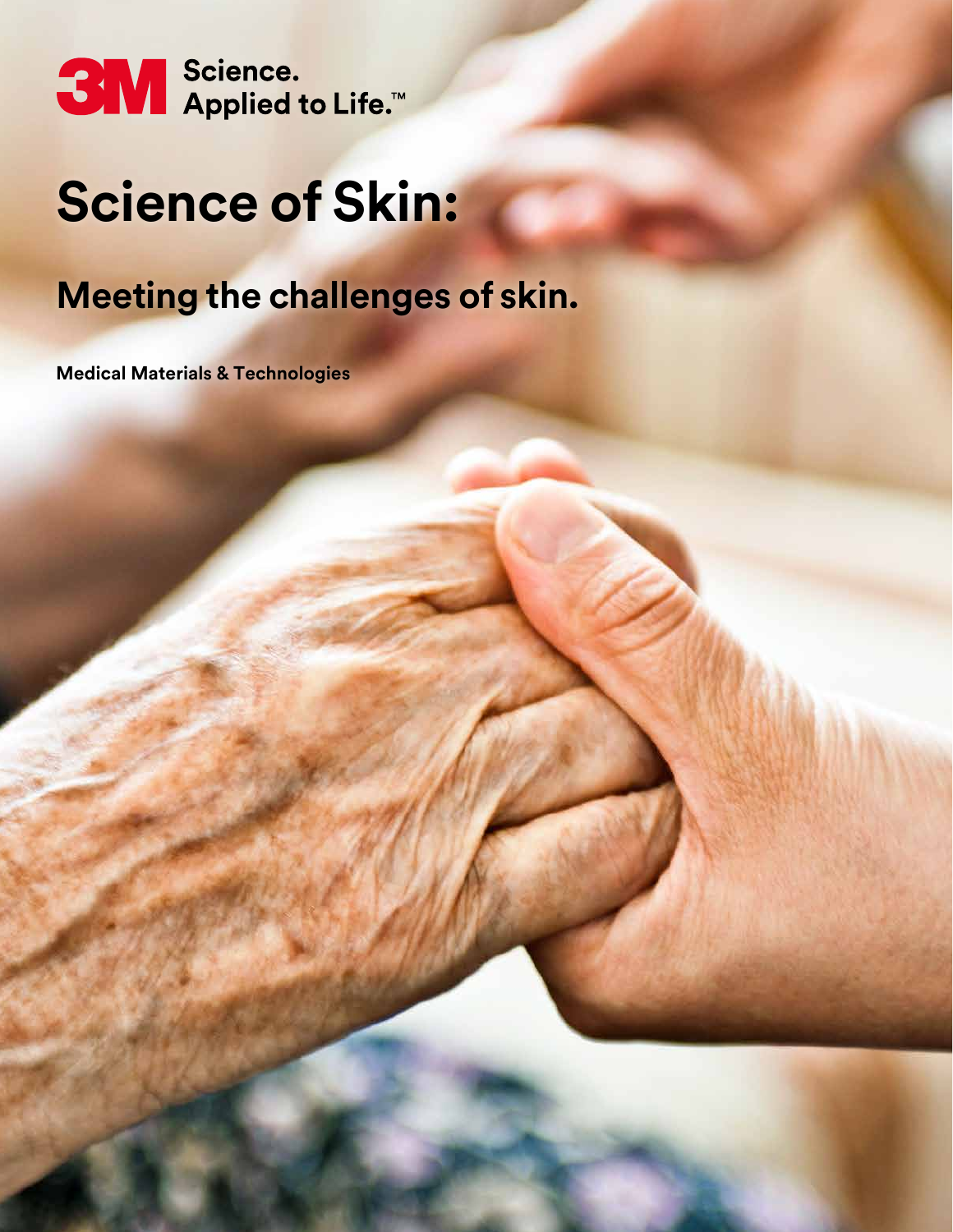3M Science. Applied to Life.™

# Science of Skin:

## Meeting the challenges of skin.

**Medical Materials & Technologies**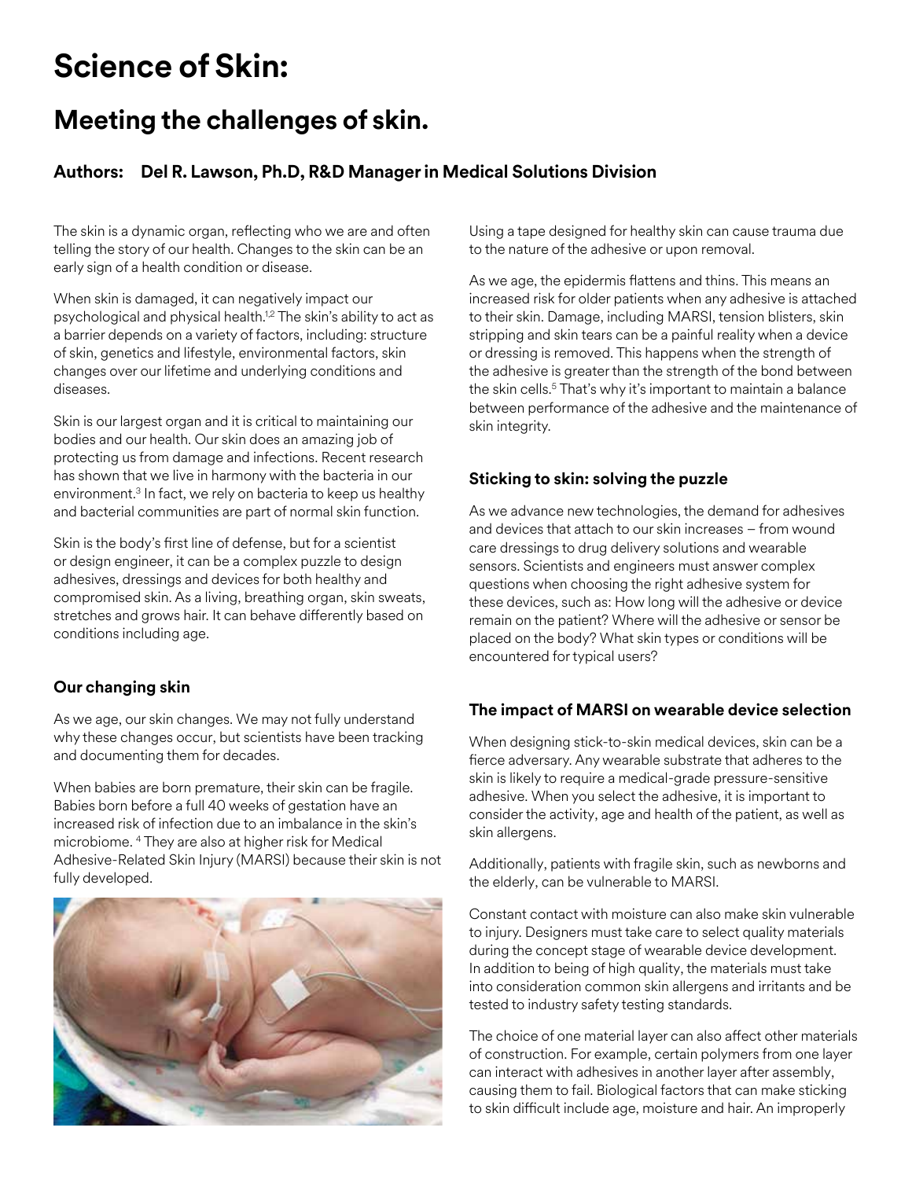# Science of Skin:

## Meeting the challenges of skin.

**Authors: Del R. Lawson, Ph.D, R&D Manager in Medical Solutions Division**

The skin is a dynamic organ, reflecting who we are and often telling the story of our health. Changes to the skin can be an early sign of a health condition or disease.

When skin is damaged, it can negatively impact our psychological and physical health.[1,2] The skin's ability to act as a barrier depends on a variety of factors, including: structure of skin, genetics and lifestyle, environmental factors, skin changes over our lifetime and underlying conditions and diseases.

Skin is our largest organ and it is critical to maintaining our bodies and our health. Our skin does an amazing job of protecting us from damage and infections. Recent research has shown that we live in harmony with the bacteria in our environment.[3] In fact, we rely on bacteria to keep us healthy and bacterial communities are part of normal skin function.

Skin is the body's first line of defense, but for a scientist or design engineer, it can be a complex puzzle to design adhesives, dressings and devices for both healthy and compromised skin. As a living, breathing organ, skin sweats, stretches and grows hair. It can behave differently based on conditions including age.

### Our changing skin

As we age, our skin changes. We may not fully understand why these changes occur, but scientists have been tracking and documenting them for decades.

When babies are born premature, their skin can be fragile. Babies born before a full 40 weeks of gestation have an increased risk of infection due to an imbalance in the skin's microbiome. [4] They are also at higher risk for Medical Adhesive-Related Skin Injury (MARSI) because their skin is not fully developed.

Using a tape designed for healthy skin can cause trauma due to the nature of the adhesive or upon removal.

As we age, the epidermis flattens and thins. This means an increased risk for older patients when any adhesive is attached to their skin. Damage, including MARSI, tension blisters, skin stripping and skin tears can be a painful reality when a device or dressing is removed. This happens when the strength of the adhesive is greater than the strength of the bond between the skin cells.[5] That's why it's important to maintain a balance between performance of the adhesive and the maintenance of skin integrity.

### Sticking to skin: solving the puzzle

As we advance new technologies, the demand for adhesives and devices that attach to our skin increases – from wound care dressings to drug delivery solutions and wearable sensors. Scientists and engineers must answer complex questions when choosing the right adhesive system for these devices, such as: How long will the adhesive or device remain on the patient? Where will the adhesive or sensor be placed on the body? What skin types or conditions will be encountered for typical users?

### The impact of MARSI on wearable device selection

When designing stick-to-skin medical devices, skin can be a fierce adversary. Any wearable substrate that adheres to the skin is likely to require a medical-grade pressure-sensitive adhesive. When you select the adhesive, it is important to consider the activity, age and health of the patient, as well as skin allergens.

Additionally, patients with fragile skin, such as newborns and the elderly, can be vulnerable to MARSI.

Constant contact with moisture can also make skin vulnerable to injury. Designers must take care to select quality materials during the concept stage of wearable device development. In addition to being of high quality, the materials must take into consideration common skin allergens and irritants and be tested to industry safety testing standards.

The choice of one material layer can also affect other materials of construction. For example, certain polymers from one layer can interact with adhesives in another layer after assembly, causing them to fail. Biological factors that can make sticking to skin difficult include age, moisture and hair. An improperly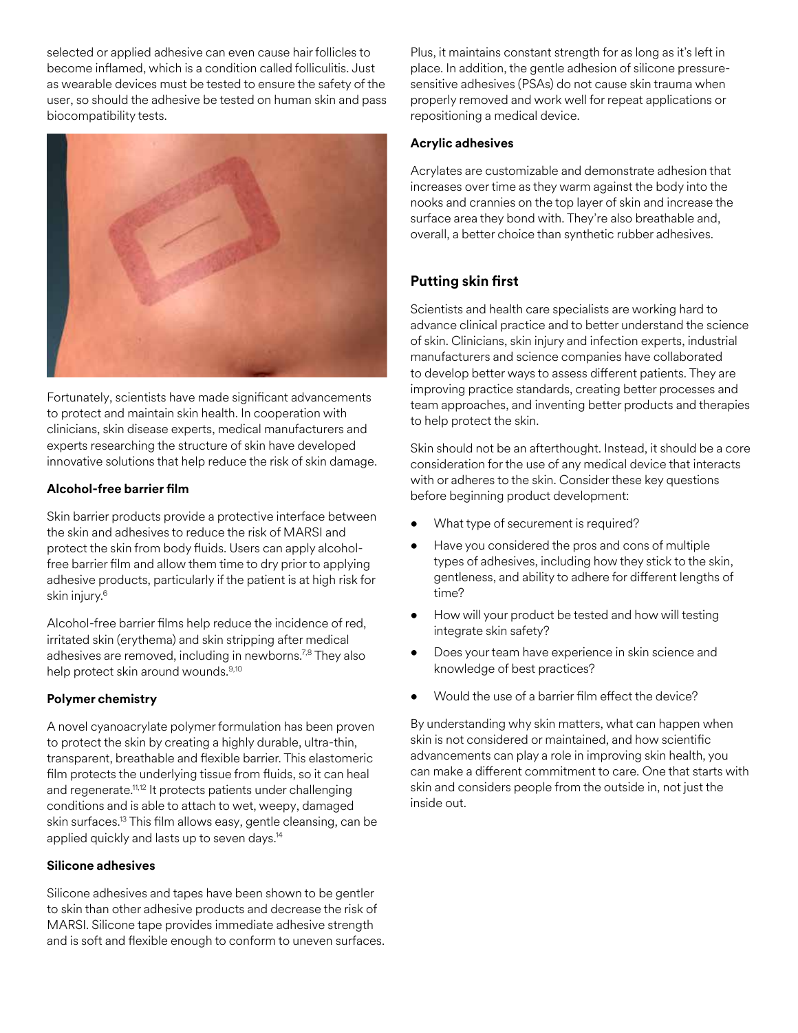selected or applied adhesive can even cause hair follicles to become inflamed, which is a condition called folliculitis. Just as wearable devices must be tested to ensure the safety of the user, so should the adhesive be tested on human skin and pass biocompatibility tests.

Fortunately, scientists have made significant advancements to protect and maintain skin health. In cooperation with clinicians, skin disease experts, medical manufacturers and experts researching the structure of skin have developed innovative solutions that help reduce the risk of skin damage.

#### Alcohol-free barrier film

Skin barrier products provide a protective interface between the skin and adhesives to reduce the risk of MARSI and protect the skin from body fluids. Users can apply alcohol-free barrier film and allow them time to dry prior to applying adhesive products, particularly if the patient is at high risk for skin injury.[6]

Alcohol-free barrier films help reduce the incidence of red, irritated skin (erythema) and skin stripping after medical adhesives are removed, including in newborns.[7,8] They also help protect skin around wounds.[9,10]

#### Polymer chemistry

A novel cyanoacrylate polymer formulation has been proven to protect the skin by creating a highly durable, ultra-thin, transparent, breathable and flexible barrier. This elastomeric film protects the underlying tissue from fluids, so it can heal and regenerate.[11,12] It protects patients under challenging conditions and is able to attach to wet, weepy, damaged skin surfaces.[13] This film allows easy, gentle cleansing, can be applied quickly and lasts up to seven days.[14]

#### Silicone adhesives

Silicone adhesives and tapes have been shown to be gentler to skin than other adhesive products and decrease the risk of MARSI. Silicone tape provides immediate adhesive strength and is soft and flexible enough to conform to uneven surfaces. Plus, it maintains constant strength for as long as it's left in place. In addition, the gentle adhesion of silicone pressure-sensitive adhesives (PSAs) do not cause skin trauma when properly removed and work well for repeat applications or repositioning a medical device.

#### Acrylic adhesives

Acrylates are customizable and demonstrate adhesion that increases over time as they warm against the body into the nooks and crannies on the top layer of skin and increase the surface area they bond with. They're also breathable and, overall, a better choice than synthetic rubber adhesives.

## Putting skin first

Scientists and health care specialists are working hard to advance clinical practice and to better understand the science of skin. Clinicians, skin injury and infection experts, industrial manufacturers and science companies have collaborated to develop better ways to assess different patients. They are improving practice standards, creating better processes and team approaches, and inventing better products and therapies to help protect the skin.

Skin should not be an afterthought. Instead, it should be a core consideration for the use of any medical device that interacts with or adheres to the skin. Consider these key questions before beginning product development:

- What type of securement is required?
- Have you considered the pros and cons of multiple types of adhesives, including how they stick to the skin, gentleness, and ability to adhere for different lengths of time?
- How will your product be tested and how will testing integrate skin safety?
- Does your team have experience in skin science and knowledge of best practices?
- Would the use of a barrier film effect the device?

By understanding why skin matters, what can happen when skin is not considered or maintained, and how scientific advancements can play a role in improving skin health, you can make a different commitment to care. One that starts with skin and considers people from the outside in, not just the inside out.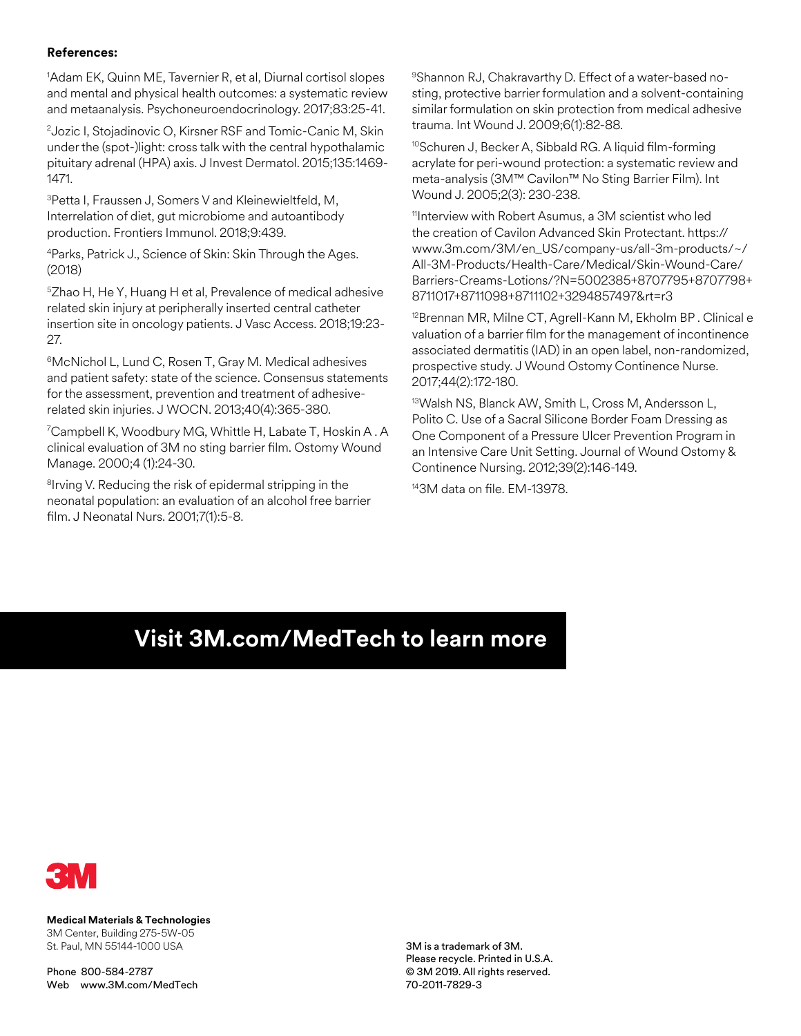**References:**

[1]Adam EK, Quinn ME, Tavernier R, et al, Diurnal cortisol slopes and mental and physical health outcomes: a systematic review and metaanalysis. Psychoneuroendocrinology. 2017;83:25-41.

[2]Jozic I, Stojadinovic O, Kirsner RSF and Tomic-Canic M, Skin under the (spot-)light: cross talk with the central hypothalamic pituitary adrenal (HPA) axis. J Invest Dermatol. 2015;135:1469-1471.

[3]Petta I, Fraussen J, Somers V and Kleinewieltfeld, M, Interrelation of diet, gut microbiome and autoantibody production. Frontiers Immunol. 2018;9:439.

[4]Parks, Patrick J., Science of Skin: Skin Through the Ages. (2018)

[5]Zhao H, He Y, Huang H et al, Prevalence of medical adhesive related skin injury at peripherally inserted central catheter insertion site in oncology patients. J Vasc Access. 2018;19:23-27.

[6]McNichol L, Lund C, Rosen T, Gray M. Medical adhesives and patient safety: state of the science. Consensus statements for the assessment, prevention and treatment of adhesive-related skin injuries. J WOCN. 2013;40(4):365-380.

[7]Campbell K, Woodbury MG, Whittle H, Labate T, Hoskin A . A clinical evaluation of 3M no sting barrier film. Ostomy Wound Manage. 2000;4 (1):24-30.

[8]Irving V. Reducing the risk of epidermal stripping in the neonatal population: an evaluation of an alcohol free barrier film. J Neonatal Nurs. 2001;7(1):5-8.

[9]Shannon RJ, Chakravarthy D. Effect of a water-based no-sting, protective barrier formulation and a solvent-containing similar formulation on skin protection from medical adhesive trauma. Int Wound J. 2009;6(1):82-88.

[10]Schuren J, Becker A, Sibbald RG. A liquid film-forming acrylate for peri-wound protection: a systematic review and meta-analysis (3M™ Cavilon™ No Sting Barrier Film). Int Wound J. 2005;2(3): 230-238.

[11]Interview with Robert Asumus, a 3M scientist who led the creation of Cavilon Advanced Skin Protectant. https://www.3m.com/3M/en_US/company-us/all-3m-products/~/All-3M-Products/Health-Care/Medical/Skin-Wound-Care/Barriers-Creams-Lotions/?N=5002385+8707795+8707798+8711017+8711098+8711102+3294857497&rt=r3

[12]Brennan MR, Milne CT, Agrell-Kann M, Ekholm BP . Clinical e valuation of a barrier film for the management of incontinence associated dermatitis (IAD) in an open label, non-randomized, prospective study. J Wound Ostomy Continence Nurse. 2017;44(2):172-180.

[13]Walsh NS, Blanck AW, Smith L, Cross M, Andersson L, Polito C. Use of a Sacral Silicone Border Foam Dressing as One Component of a Pressure Ulcer Prevention Program in an Intensive Care Unit Setting. Journal of Wound Ostomy & Continence Nursing. 2012;39(2):146-149.

[14]3M data on file. EM-13978.

## Visit 3M.com/MedTech to learn more

3M

**Medical Materials & Technologies**
3M Center, Building 275-5W-05
St. Paul, MN 55144-1000 USA

Phone 800-584-2787
Web www.3M.com/MedTech

3M is a trademark of 3M.
Please recycle. Printed in U.S.A.
© 3M 2019. All rights reserved.
70-2011-7829-3